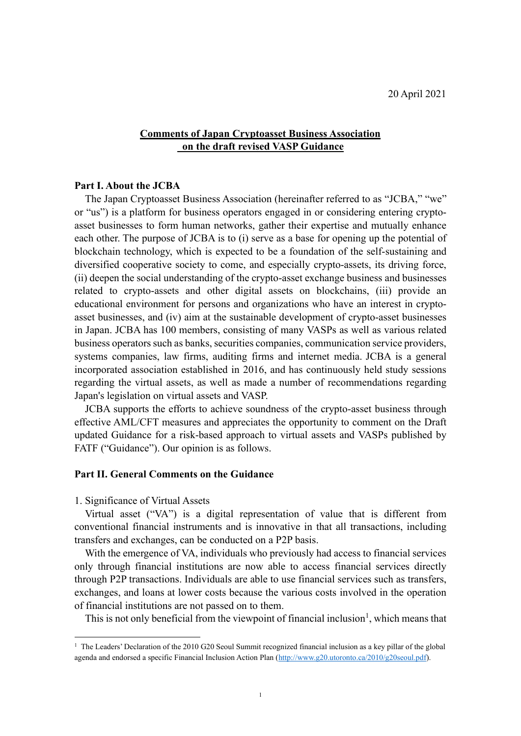20 April 2021

# Comments of Japan Cryptoasset Business Association on the draft revised VASP Guidance

## Part I. About the JCBA

The Japan Cryptoasset Business Association (hereinafter referred to as "JCBA," "we" or "us") is a platform for business operators engaged in or considering entering crypto-asset businesses to form human networks, gather their expertise and mutually enhance each other. The purpose of JCBA is to (i) serve as a base for opening up the potential of blockchain technology, which is expected to be a foundation of the self-sustaining and diversified cooperative society to come, and especially crypto-assets, its driving force, (ii) deepen the social understanding of the crypto-asset exchange business and businesses related to crypto-assets and other digital assets on blockchains, (iii) provide an educational environment for persons and organizations who have an interest in crypto-asset businesses, and (iv) aim at the sustainable development of crypto-asset businesses in Japan. JCBA has 100 members, consisting of many VASPs as well as various related business operators such as banks, securities companies, communication service providers, systems companies, law firms, auditing firms and internet media. JCBA is a general incorporated association established in 2016, and has continuously held study sessions regarding the virtual assets, as well as made a number of recommendations regarding Japan's legislation on virtual assets and VASP.

JCBA supports the efforts to achieve soundness of the crypto-asset business through effective AML/CFT measures and appreciates the opportunity to comment on the Draft updated Guidance for a risk-based approach to virtual assets and VASPs published by FATF ("Guidance"). Our opinion is as follows.

## Part II. General Comments on the Guidance

1. Significance of Virtual Assets

Virtual asset ("VA") is a digital representation of value that is different from conventional financial instruments and is innovative in that all transactions, including transfers and exchanges, can be conducted on a P2P basis.

With the emergence of VA, individuals who previously had access to financial services only through financial institutions are now able to access financial services directly through P2P transactions. Individuals are able to use financial services such as transfers, exchanges, and loans at lower costs because the various costs involved in the operation of financial institutions are not passed on to them.

This is not only beneficial from the viewpoint of financial inclusion[1], which means that

[1] The Leaders' Declaration of the 2010 G20 Seoul Summit recognized financial inclusion as a key pillar of the global agenda and endorsed a specific Financial Inclusion Action Plan (http://www.g20.utoronto.ca/2010/g20seoul.pdf).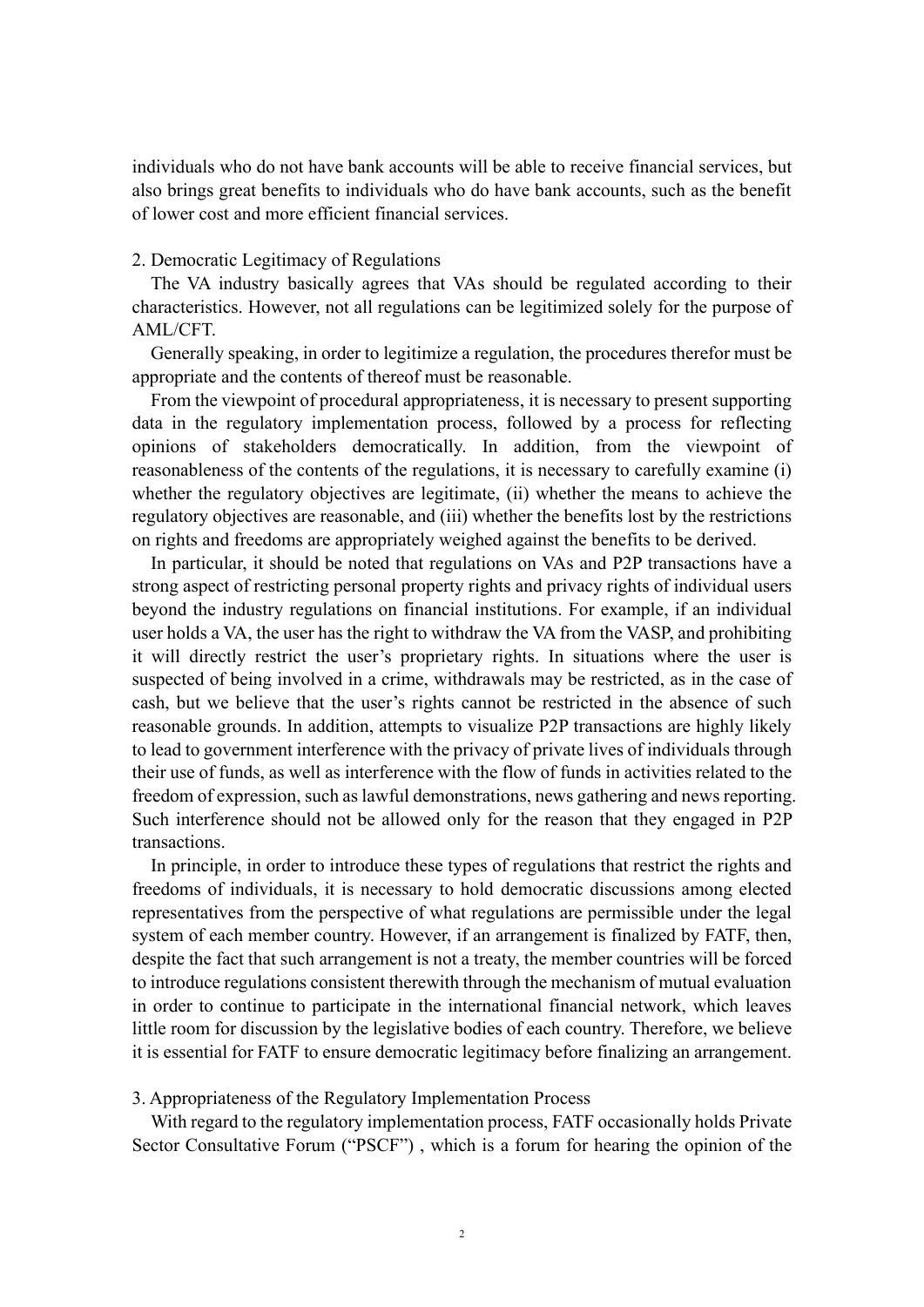individuals who do not have bank accounts will be able to receive financial services, but also brings great benefits to individuals who do have bank accounts, such as the benefit of lower cost and more efficient financial services.

## 2. Democratic Legitimacy of Regulations

The VA industry basically agrees that VAs should be regulated according to their characteristics. However, not all regulations can be legitimized solely for the purpose of AML/CFT.

Generally speaking, in order to legitimize a regulation, the procedures therefor must be appropriate and the contents of thereof must be reasonable.

From the viewpoint of procedural appropriateness, it is necessary to present supporting data in the regulatory implementation process, followed by a process for reflecting opinions of stakeholders democratically. In addition, from the viewpoint of reasonableness of the contents of the regulations, it is necessary to carefully examine (i) whether the regulatory objectives are legitimate, (ii) whether the means to achieve the regulatory objectives are reasonable, and (iii) whether the benefits lost by the restrictions on rights and freedoms are appropriately weighed against the benefits to be derived.

In particular, it should be noted that regulations on VAs and P2P transactions have a strong aspect of restricting personal property rights and privacy rights of individual users beyond the industry regulations on financial institutions. For example, if an individual user holds a VA, the user has the right to withdraw the VA from the VASP, and prohibiting it will directly restrict the user's proprietary rights. In situations where the user is suspected of being involved in a crime, withdrawals may be restricted, as in the case of cash, but we believe that the user's rights cannot be restricted in the absence of such reasonable grounds. In addition, attempts to visualize P2P transactions are highly likely to lead to government interference with the privacy of private lives of individuals through their use of funds, as well as interference with the flow of funds in activities related to the freedom of expression, such as lawful demonstrations, news gathering and news reporting. Such interference should not be allowed only for the reason that they engaged in P2P transactions.

In principle, in order to introduce these types of regulations that restrict the rights and freedoms of individuals, it is necessary to hold democratic discussions among elected representatives from the perspective of what regulations are permissible under the legal system of each member country. However, if an arrangement is finalized by FATF, then, despite the fact that such arrangement is not a treaty, the member countries will be forced to introduce regulations consistent therewith through the mechanism of mutual evaluation in order to continue to participate in the international financial network, which leaves little room for discussion by the legislative bodies of each country. Therefore, we believe it is essential for FATF to ensure democratic legitimacy before finalizing an arrangement.

## 3. Appropriateness of the Regulatory Implementation Process

With regard to the regulatory implementation process, FATF occasionally holds Private Sector Consultative Forum ("PSCF") , which is a forum for hearing the opinion of the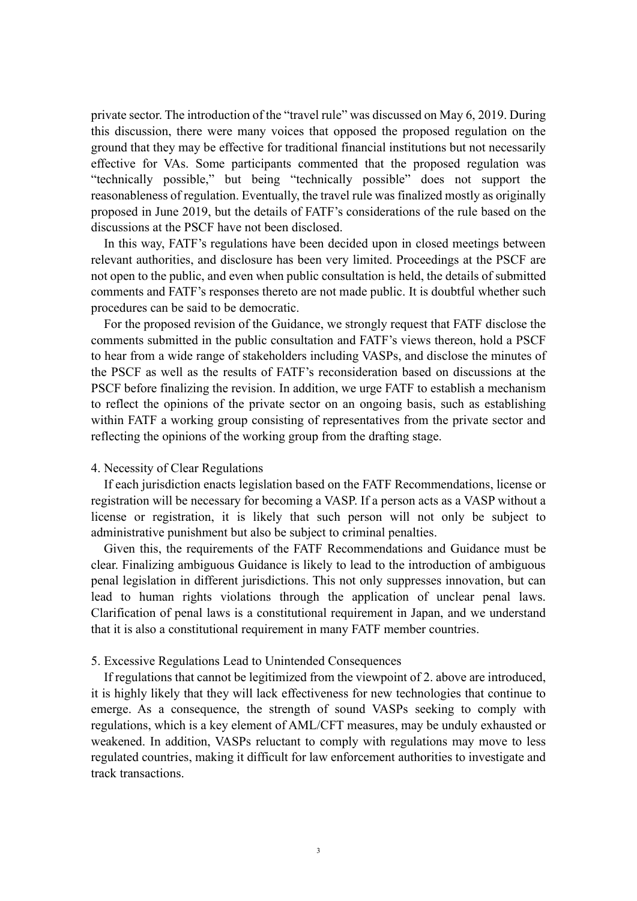private sector. The introduction of the "travel rule" was discussed on May 6, 2019. During this discussion, there were many voices that opposed the proposed regulation on the ground that they may be effective for traditional financial institutions but not necessarily effective for VAs. Some participants commented that the proposed regulation was "technically possible," but being "technically possible" does not support the reasonableness of regulation. Eventually, the travel rule was finalized mostly as originally proposed in June 2019, but the details of FATF's considerations of the rule based on the discussions at the PSCF have not been disclosed.

In this way, FATF's regulations have been decided upon in closed meetings between relevant authorities, and disclosure has been very limited. Proceedings at the PSCF are not open to the public, and even when public consultation is held, the details of submitted comments and FATF's responses thereto are not made public. It is doubtful whether such procedures can be said to be democratic.

For the proposed revision of the Guidance, we strongly request that FATF disclose the comments submitted in the public consultation and FATF's views thereon, hold a PSCF to hear from a wide range of stakeholders including VASPs, and disclose the minutes of the PSCF as well as the results of FATF's reconsideration based on discussions at the PSCF before finalizing the revision. In addition, we urge FATF to establish a mechanism to reflect the opinions of the private sector on an ongoing basis, such as establishing within FATF a working group consisting of representatives from the private sector and reflecting the opinions of the working group from the drafting stage.

## 4. Necessity of Clear Regulations

If each jurisdiction enacts legislation based on the FATF Recommendations, license or registration will be necessary for becoming a VASP. If a person acts as a VASP without a license or registration, it is likely that such person will not only be subject to administrative punishment but also be subject to criminal penalties.

Given this, the requirements of the FATF Recommendations and Guidance must be clear. Finalizing ambiguous Guidance is likely to lead to the introduction of ambiguous penal legislation in different jurisdictions. This not only suppresses innovation, but can lead to human rights violations through the application of unclear penal laws. Clarification of penal laws is a constitutional requirement in Japan, and we understand that it is also a constitutional requirement in many FATF member countries.

## 5. Excessive Regulations Lead to Unintended Consequences

If regulations that cannot be legitimized from the viewpoint of 2. above are introduced, it is highly likely that they will lack effectiveness for new technologies that continue to emerge. As a consequence, the strength of sound VASPs seeking to comply with regulations, which is a key element of AML/CFT measures, may be unduly exhausted or weakened. In addition, VASPs reluctant to comply with regulations may move to less regulated countries, making it difficult for law enforcement authorities to investigate and track transactions.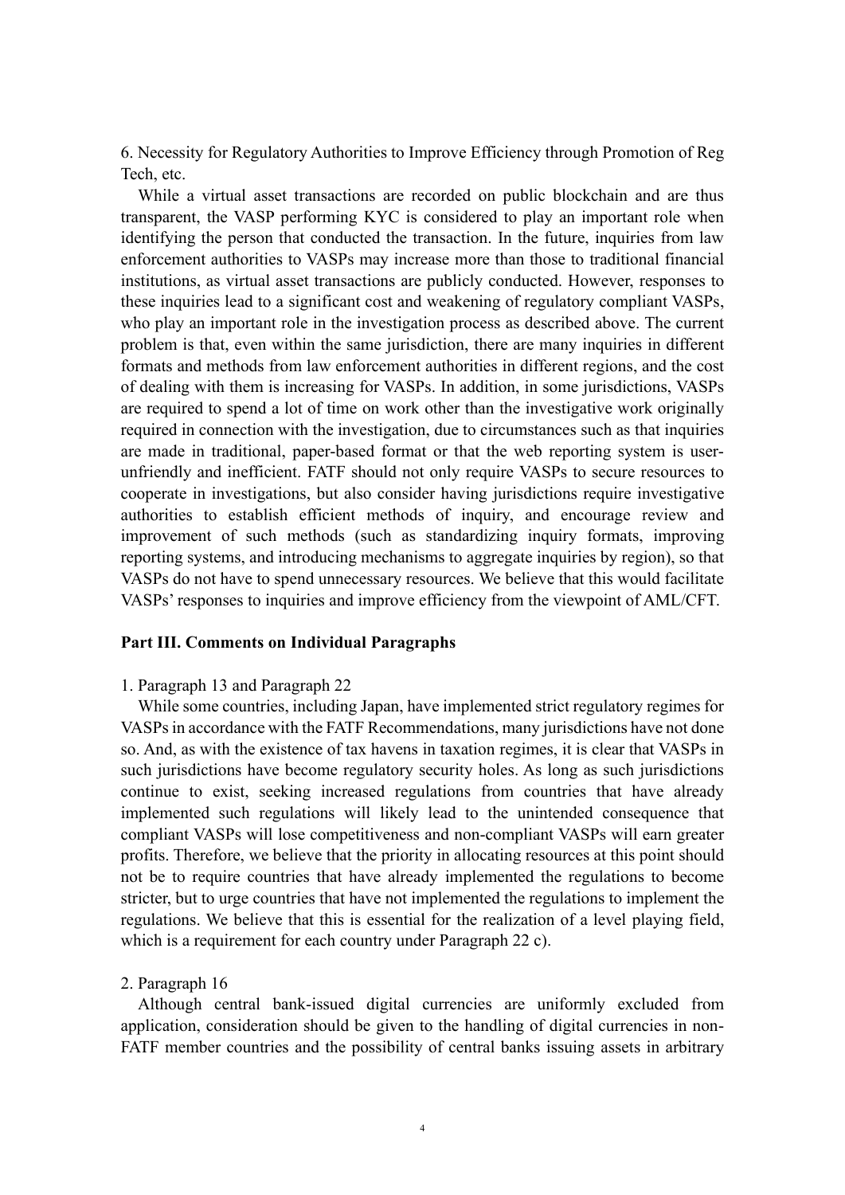6. Necessity for Regulatory Authorities to Improve Efficiency through Promotion of Reg Tech, etc.

While a virtual asset transactions are recorded on public blockchain and are thus transparent, the VASP performing KYC is considered to play an important role when identifying the person that conducted the transaction. In the future, inquiries from law enforcement authorities to VASPs may increase more than those to traditional financial institutions, as virtual asset transactions are publicly conducted. However, responses to these inquiries lead to a significant cost and weakening of regulatory compliant VASPs, who play an important role in the investigation process as described above. The current problem is that, even within the same jurisdiction, there are many inquiries in different formats and methods from law enforcement authorities in different regions, and the cost of dealing with them is increasing for VASPs. In addition, in some jurisdictions, VASPs are required to spend a lot of time on work other than the investigative work originally required in connection with the investigation, due to circumstances such as that inquiries are made in traditional, paper-based format or that the web reporting system is user-unfriendly and inefficient. FATF should not only require VASPs to secure resources to cooperate in investigations, but also consider having jurisdictions require investigative authorities to establish efficient methods of inquiry, and encourage review and improvement of such methods (such as standardizing inquiry formats, improving reporting systems, and introducing mechanisms to aggregate inquiries by region), so that VASPs do not have to spend unnecessary resources. We believe that this would facilitate VASPs' responses to inquiries and improve efficiency from the viewpoint of AML/CFT.

## Part III. Comments on Individual Paragraphs

1. Paragraph 13 and Paragraph 22

While some countries, including Japan, have implemented strict regulatory regimes for VASPs in accordance with the FATF Recommendations, many jurisdictions have not done so. And, as with the existence of tax havens in taxation regimes, it is clear that VASPs in such jurisdictions have become regulatory security holes. As long as such jurisdictions continue to exist, seeking increased regulations from countries that have already implemented such regulations will likely lead to the unintended consequence that compliant VASPs will lose competitiveness and non-compliant VASPs will earn greater profits. Therefore, we believe that the priority in allocating resources at this point should not be to require countries that have already implemented the regulations to become stricter, but to urge countries that have not implemented the regulations to implement the regulations. We believe that this is essential for the realization of a level playing field, which is a requirement for each country under Paragraph 22 c).

2. Paragraph 16

Although central bank-issued digital currencies are uniformly excluded from application, consideration should be given to the handling of digital currencies in non-FATF member countries and the possibility of central banks issuing assets in arbitrary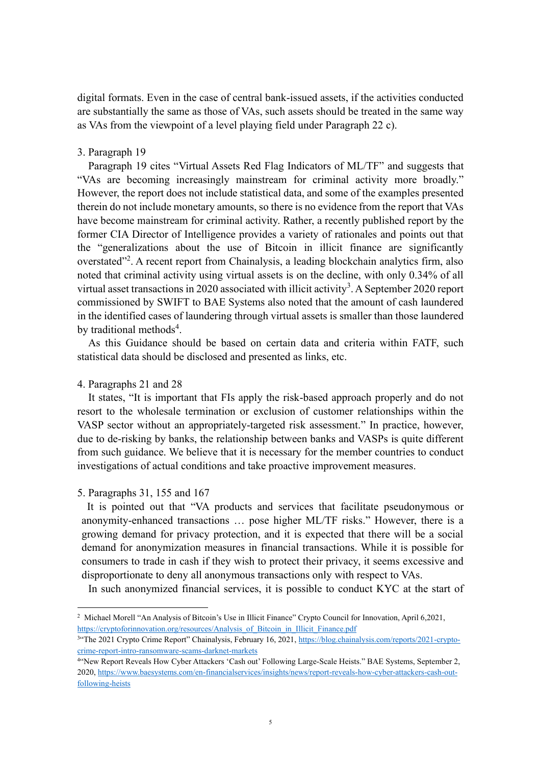digital formats. Even in the case of central bank-issued assets, if the activities conducted are substantially the same as those of VAs, such assets should be treated in the same way as VAs from the viewpoint of a level playing field under Paragraph 22 c).

3. Paragraph 19

Paragraph 19 cites "Virtual Assets Red Flag Indicators of ML/TF" and suggests that "VAs are becoming increasingly mainstream for criminal activity more broadly." However, the report does not include statistical data, and some of the examples presented therein do not include monetary amounts, so there is no evidence from the report that VAs have become mainstream for criminal activity. Rather, a recently published report by the former CIA Director of Intelligence provides a variety of rationales and points out that the "generalizations about the use of Bitcoin in illicit finance are significantly overstated"[2]. A recent report from Chainalysis, a leading blockchain analytics firm, also noted that criminal activity using virtual assets is on the decline, with only 0.34% of all virtual asset transactions in 2020 associated with illicit activity[3]. A September 2020 report commissioned by SWIFT to BAE Systems also noted that the amount of cash laundered in the identified cases of laundering through virtual assets is smaller than those laundered by traditional methods[4].

As this Guidance should be based on certain data and criteria within FATF, such statistical data should be disclosed and presented as links, etc.

4. Paragraphs 21 and 28

It states, "It is important that FIs apply the risk-based approach properly and do not resort to the wholesale termination or exclusion of customer relationships within the VASP sector without an appropriately-targeted risk assessment." In practice, however, due to de-risking by banks, the relationship between banks and VASPs is quite different from such guidance. We believe that it is necessary for the member countries to conduct investigations of actual conditions and take proactive improvement measures.

5. Paragraphs 31, 155 and 167

It is pointed out that "VA products and services that facilitate pseudonymous or anonymity-enhanced transactions … pose higher ML/TF risks." However, there is a growing demand for privacy protection, and it is expected that there will be a social demand for anonymization measures in financial transactions. While it is possible for consumers to trade in cash if they wish to protect their privacy, it seems excessive and disproportionate to deny all anonymous transactions only with respect to VAs.

In such anonymized financial services, it is possible to conduct KYC at the start of

---

[2] Michael Morell "An Analysis of Bitcoin's Use in Illicit Finance" Crypto Council for Innovation, April 6,2021, https://cryptoforinnovation.org/resources/Analysis_of_Bitcoin_in_Illicit_Finance.pdf

[3] "The 2021 Crypto Crime Report" Chainalysis, February 16, 2021, https://blog.chainalysis.com/reports/2021-crypto-crime-report-intro-ransomware-scams-darknet-markets

[4] "New Report Reveals How Cyber Attackers 'Cash out' Following Large-Scale Heists." BAE Systems, September 2, 2020, https://www.baesystems.com/en-financialservices/insights/news/report-reveals-how-cyber-attackers-cash-out-following-heists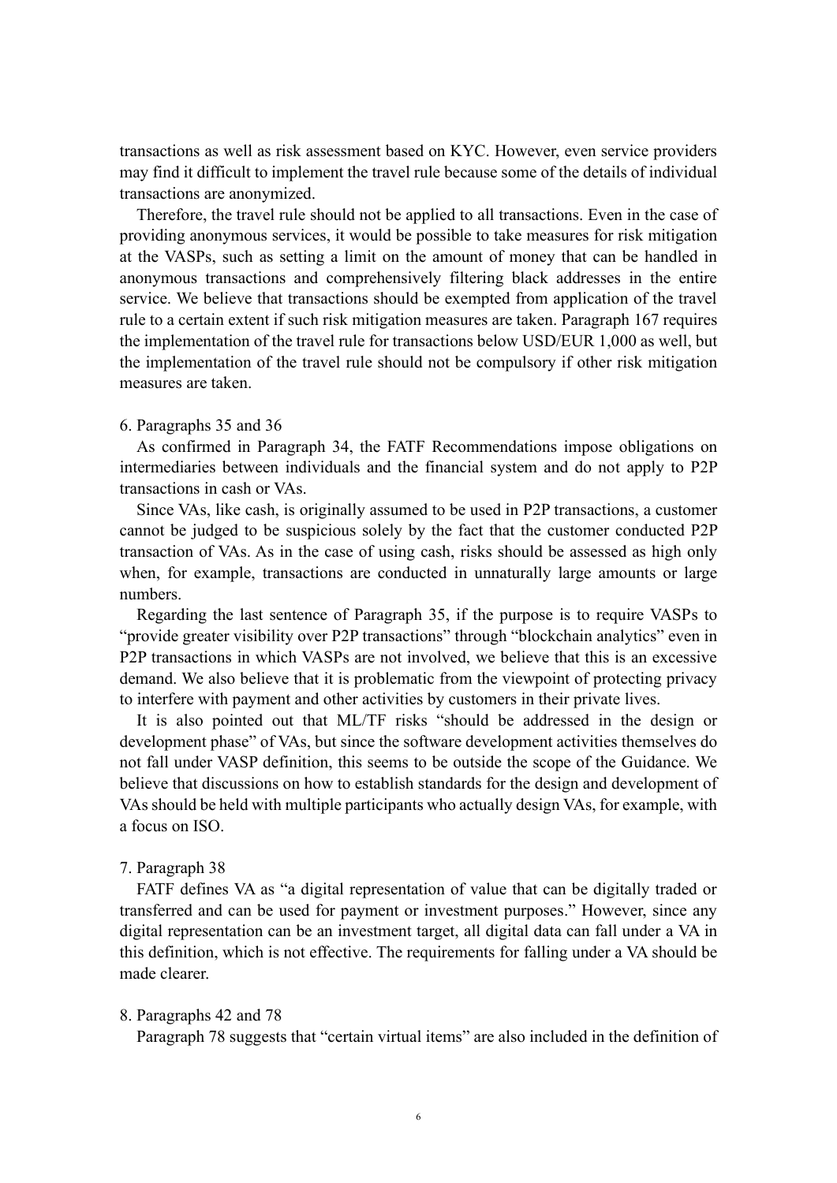transactions as well as risk assessment based on KYC. However, even service providers may find it difficult to implement the travel rule because some of the details of individual transactions are anonymized.

Therefore, the travel rule should not be applied to all transactions. Even in the case of providing anonymous services, it would be possible to take measures for risk mitigation at the VASPs, such as setting a limit on the amount of money that can be handled in anonymous transactions and comprehensively filtering black addresses in the entire service. We believe that transactions should be exempted from application of the travel rule to a certain extent if such risk mitigation measures are taken. Paragraph 167 requires the implementation of the travel rule for transactions below USD/EUR 1,000 as well, but the implementation of the travel rule should not be compulsory if other risk mitigation measures are taken.

6. Paragraphs 35 and 36

As confirmed in Paragraph 34, the FATF Recommendations impose obligations on intermediaries between individuals and the financial system and do not apply to P2P transactions in cash or VAs.

Since VAs, like cash, is originally assumed to be used in P2P transactions, a customer cannot be judged to be suspicious solely by the fact that the customer conducted P2P transaction of VAs. As in the case of using cash, risks should be assessed as high only when, for example, transactions are conducted in unnaturally large amounts or large numbers.

Regarding the last sentence of Paragraph 35, if the purpose is to require VASPs to "provide greater visibility over P2P transactions" through "blockchain analytics" even in P2P transactions in which VASPs are not involved, we believe that this is an excessive demand. We also believe that it is problematic from the viewpoint of protecting privacy to interfere with payment and other activities by customers in their private lives.

It is also pointed out that ML/TF risks "should be addressed in the design or development phase" of VAs, but since the software development activities themselves do not fall under VASP definition, this seems to be outside the scope of the Guidance. We believe that discussions on how to establish standards for the design and development of VAs should be held with multiple participants who actually design VAs, for example, with a focus on ISO.

7. Paragraph 38

FATF defines VA as "a digital representation of value that can be digitally traded or transferred and can be used for payment or investment purposes." However, since any digital representation can be an investment target, all digital data can fall under a VA in this definition, which is not effective. The requirements for falling under a VA should be made clearer.

8. Paragraphs 42 and 78

Paragraph 78 suggests that "certain virtual items" are also included in the definition of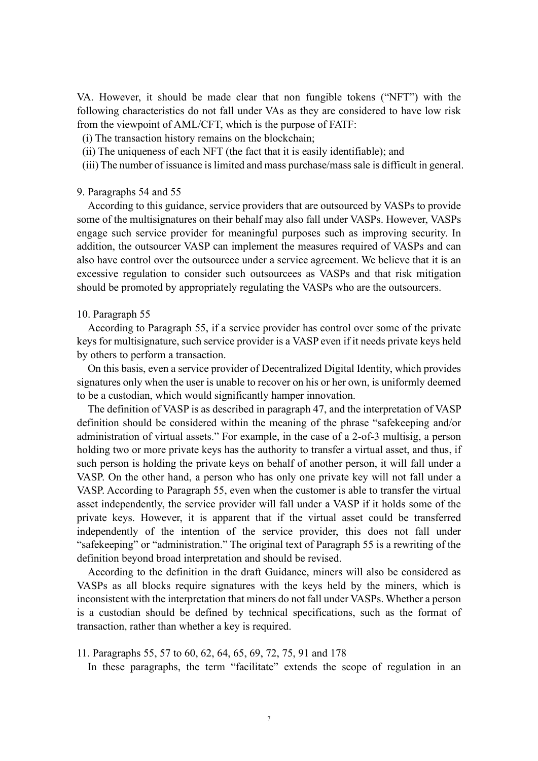VA. However, it should be made clear that non fungible tokens ("NFT") with the following characteristics do not fall under VAs as they are considered to have low risk from the viewpoint of AML/CFT, which is the purpose of FATF:

(i) The transaction history remains on the blockchain;

(ii) The uniqueness of each NFT (the fact that it is easily identifiable); and

(iii) The number of issuance is limited and mass purchase/mass sale is difficult in general.

9. Paragraphs 54 and 55

According to this guidance, service providers that are outsourced by VASPs to provide some of the multisignatures on their behalf may also fall under VASPs. However, VASPs engage such service provider for meaningful purposes such as improving security. In addition, the outsourcer VASP can implement the measures required of VASPs and can also have control over the outsourcee under a service agreement. We believe that it is an excessive regulation to consider such outsourcees as VASPs and that risk mitigation should be promoted by appropriately regulating the VASPs who are the outsourcers.

10. Paragraph 55

According to Paragraph 55, if a service provider has control over some of the private keys for multisignature, such service provider is a VASP even if it needs private keys held by others to perform a transaction.

On this basis, even a service provider of Decentralized Digital Identity, which provides signatures only when the user is unable to recover on his or her own, is uniformly deemed to be a custodian, which would significantly hamper innovation.

The definition of VASP is as described in paragraph 47, and the interpretation of VASP definition should be considered within the meaning of the phrase "safekeeping and/or administration of virtual assets." For example, in the case of a 2-of-3 multisig, a person holding two or more private keys has the authority to transfer a virtual asset, and thus, if such person is holding the private keys on behalf of another person, it will fall under a VASP. On the other hand, a person who has only one private key will not fall under a VASP. According to Paragraph 55, even when the customer is able to transfer the virtual asset independently, the service provider will fall under a VASP if it holds some of the private keys. However, it is apparent that if the virtual asset could be transferred independently of the intention of the service provider, this does not fall under "safekeeping" or "administration." The original text of Paragraph 55 is a rewriting of the definition beyond broad interpretation and should be revised.

According to the definition in the draft Guidance, miners will also be considered as VASPs as all blocks require signatures with the keys held by the miners, which is inconsistent with the interpretation that miners do not fall under VASPs. Whether a person is a custodian should be defined by technical specifications, such as the format of transaction, rather than whether a key is required.

11. Paragraphs 55, 57 to 60, 62, 64, 65, 69, 72, 75, 91 and 178

In these paragraphs, the term "facilitate" extends the scope of regulation in an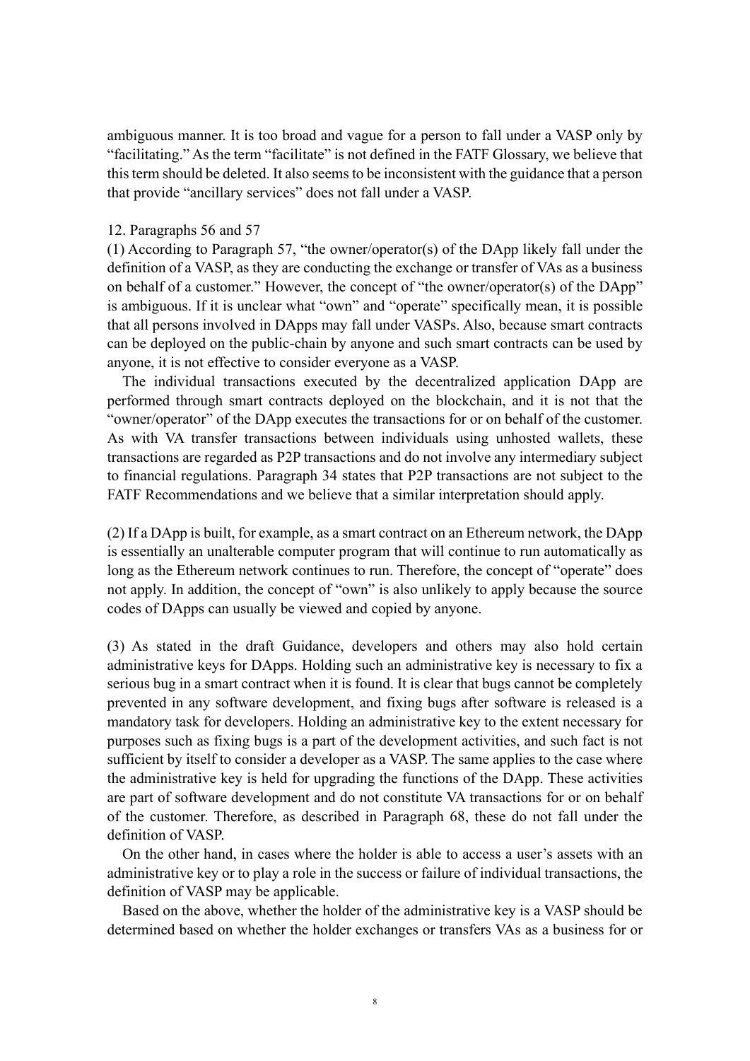ambiguous manner. It is too broad and vague for a person to fall under a VASP only by "facilitating." As the term "facilitate" is not defined in the FATF Glossary, we believe that this term should be deleted. It also seems to be inconsistent with the guidance that a person that provide "ancillary services" does not fall under a VASP.

12. Paragraphs 56 and 57

(1) According to Paragraph 57, "the owner/operator(s) of the DApp likely fall under the definition of a VASP, as they are conducting the exchange or transfer of VAs as a business on behalf of a customer." However, the concept of "the owner/operator(s) of the DApp" is ambiguous. If it is unclear what "own" and "operate" specifically mean, it is possible that all persons involved in DApps may fall under VASPs. Also, because smart contracts can be deployed on the public-chain by anyone and such smart contracts can be used by anyone, it is not effective to consider everyone as a VASP.

The individual transactions executed by the decentralized application DApp are performed through smart contracts deployed on the blockchain, and it is not that the "owner/operator" of the DApp executes the transactions for or on behalf of the customer. As with VA transfer transactions between individuals using unhosted wallets, these transactions are regarded as P2P transactions and do not involve any intermediary subject to financial regulations. Paragraph 34 states that P2P transactions are not subject to the FATF Recommendations and we believe that a similar interpretation should apply.

(2) If a DApp is built, for example, as a smart contract on an Ethereum network, the DApp is essentially an unalterable computer program that will continue to run automatically as long as the Ethereum network continues to run. Therefore, the concept of "operate" does not apply. In addition, the concept of "own" is also unlikely to apply because the source codes of DApps can usually be viewed and copied by anyone.

(3) As stated in the draft Guidance, developers and others may also hold certain administrative keys for DApps. Holding such an administrative key is necessary to fix a serious bug in a smart contract when it is found. It is clear that bugs cannot be completely prevented in any software development, and fixing bugs after software is released is a mandatory task for developers. Holding an administrative key to the extent necessary for purposes such as fixing bugs is a part of the development activities, and such fact is not sufficient by itself to consider a developer as a VASP. The same applies to the case where the administrative key is held for upgrading the functions of the DApp. These activities are part of software development and do not constitute VA transactions for or on behalf of the customer. Therefore, as described in Paragraph 68, these do not fall under the definition of VASP.

On the other hand, in cases where the holder is able to access a user's assets with an administrative key or to play a role in the success or failure of individual transactions, the definition of VASP may be applicable.

Based on the above, whether the holder of the administrative key is a VASP should be determined based on whether the holder exchanges or transfers VAs as a business for or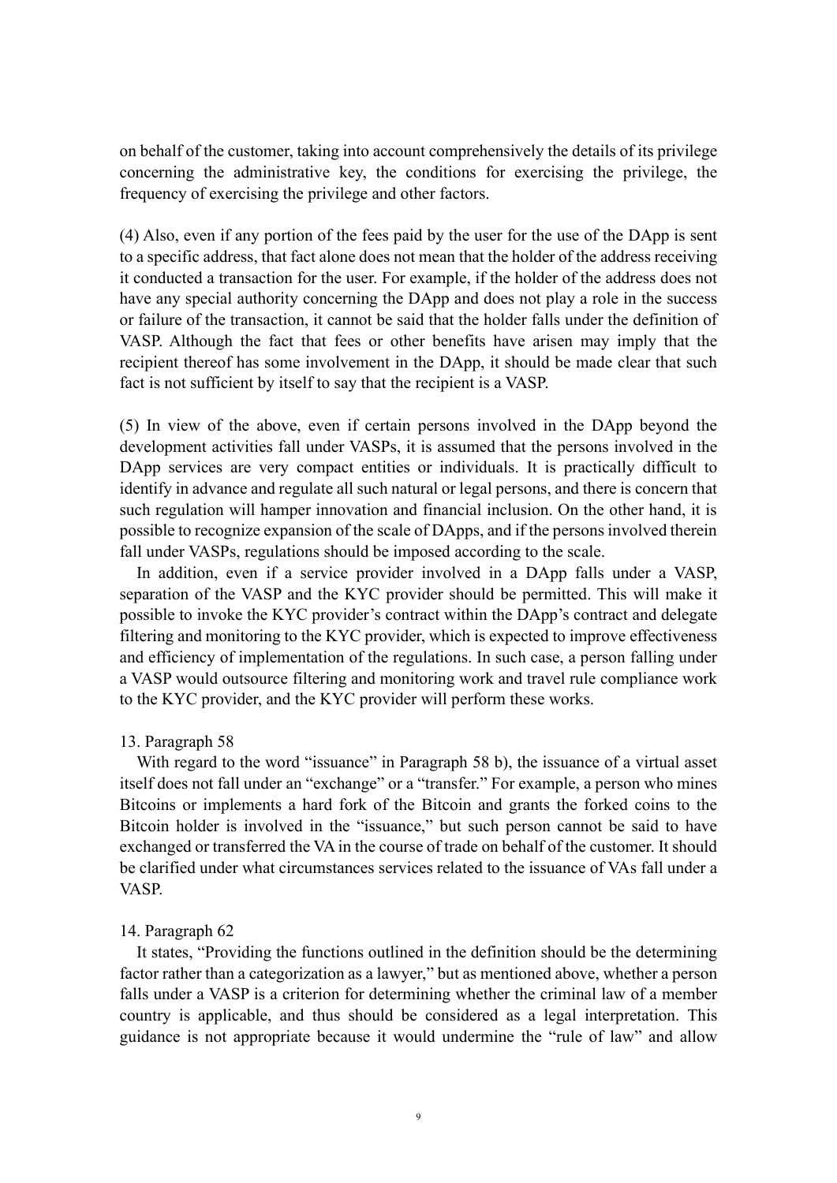on behalf of the customer, taking into account comprehensively the details of its privilege concerning the administrative key, the conditions for exercising the privilege, the frequency of exercising the privilege and other factors.

(4) Also, even if any portion of the fees paid by the user for the use of the DApp is sent to a specific address, that fact alone does not mean that the holder of the address receiving it conducted a transaction for the user. For example, if the holder of the address does not have any special authority concerning the DApp and does not play a role in the success or failure of the transaction, it cannot be said that the holder falls under the definition of VASP. Although the fact that fees or other benefits have arisen may imply that the recipient thereof has some involvement in the DApp, it should be made clear that such fact is not sufficient by itself to say that the recipient is a VASP.

(5) In view of the above, even if certain persons involved in the DApp beyond the development activities fall under VASPs, it is assumed that the persons involved in the DApp services are very compact entities or individuals. It is practically difficult to identify in advance and regulate all such natural or legal persons, and there is concern that such regulation will hamper innovation and financial inclusion. On the other hand, it is possible to recognize expansion of the scale of DApps, and if the persons involved therein fall under VASPs, regulations should be imposed according to the scale.

In addition, even if a service provider involved in a DApp falls under a VASP, separation of the VASP and the KYC provider should be permitted. This will make it possible to invoke the KYC provider's contract within the DApp's contract and delegate filtering and monitoring to the KYC provider, which is expected to improve effectiveness and efficiency of implementation of the regulations. In such case, a person falling under a VASP would outsource filtering and monitoring work and travel rule compliance work to the KYC provider, and the KYC provider will perform these works.

13. Paragraph 58

With regard to the word "issuance" in Paragraph 58 b), the issuance of a virtual asset itself does not fall under an "exchange" or a "transfer." For example, a person who mines Bitcoins or implements a hard fork of the Bitcoin and grants the forked coins to the Bitcoin holder is involved in the "issuance," but such person cannot be said to have exchanged or transferred the VA in the course of trade on behalf of the customer. It should be clarified under what circumstances services related to the issuance of VAs fall under a VASP.

14. Paragraph 62

It states, "Providing the functions outlined in the definition should be the determining factor rather than a categorization as a lawyer," but as mentioned above, whether a person falls under a VASP is a criterion for determining whether the criminal law of a member country is applicable, and thus should be considered as a legal interpretation. This guidance is not appropriate because it would undermine the "rule of law" and allow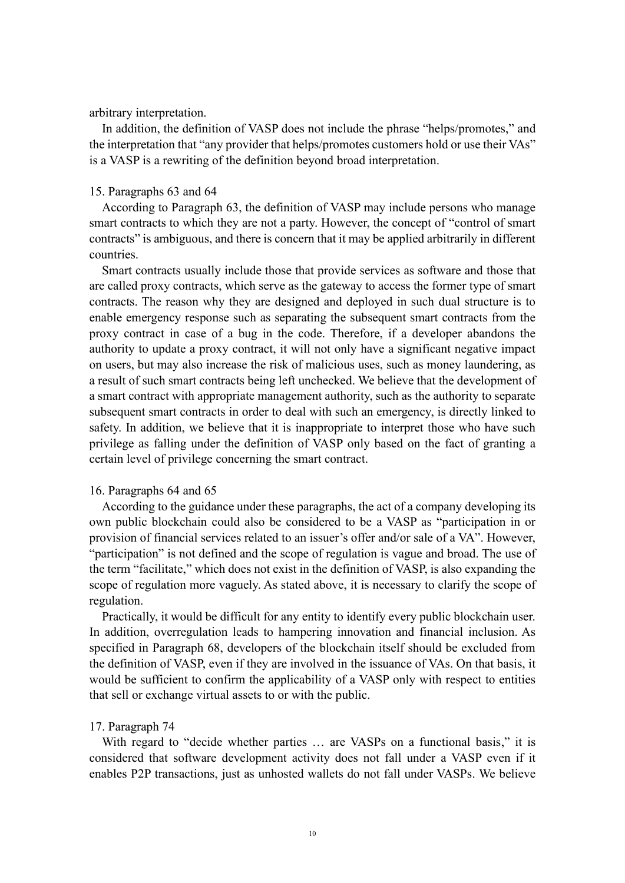arbitrary interpretation.

In addition, the definition of VASP does not include the phrase "helps/promotes," and the interpretation that "any provider that helps/promotes customers hold or use their VAs" is a VASP is a rewriting of the definition beyond broad interpretation.

15. Paragraphs 63 and 64

According to Paragraph 63, the definition of VASP may include persons who manage smart contracts to which they are not a party. However, the concept of "control of smart contracts" is ambiguous, and there is concern that it may be applied arbitrarily in different countries.

Smart contracts usually include those that provide services as software and those that are called proxy contracts, which serve as the gateway to access the former type of smart contracts. The reason why they are designed and deployed in such dual structure is to enable emergency response such as separating the subsequent smart contracts from the proxy contract in case of a bug in the code. Therefore, if a developer abandons the authority to update a proxy contract, it will not only have a significant negative impact on users, but may also increase the risk of malicious uses, such as money laundering, as a result of such smart contracts being left unchecked. We believe that the development of a smart contract with appropriate management authority, such as the authority to separate subsequent smart contracts in order to deal with such an emergency, is directly linked to safety. In addition, we believe that it is inappropriate to interpret those who have such privilege as falling under the definition of VASP only based on the fact of granting a certain level of privilege concerning the smart contract.

16. Paragraphs 64 and 65

According to the guidance under these paragraphs, the act of a company developing its own public blockchain could also be considered to be a VASP as "participation in or provision of financial services related to an issuer's offer and/or sale of a VA". However, "participation" is not defined and the scope of regulation is vague and broad. The use of the term "facilitate," which does not exist in the definition of VASP, is also expanding the scope of regulation more vaguely. As stated above, it is necessary to clarify the scope of regulation.

Practically, it would be difficult for any entity to identify every public blockchain user. In addition, overregulation leads to hampering innovation and financial inclusion. As specified in Paragraph 68, developers of the blockchain itself should be excluded from the definition of VASP, even if they are involved in the issuance of VAs. On that basis, it would be sufficient to confirm the applicability of a VASP only with respect to entities that sell or exchange virtual assets to or with the public.

17. Paragraph 74

With regard to "decide whether parties … are VASPs on a functional basis," it is considered that software development activity does not fall under a VASP even if it enables P2P transactions, just as unhosted wallets do not fall under VASPs. We believe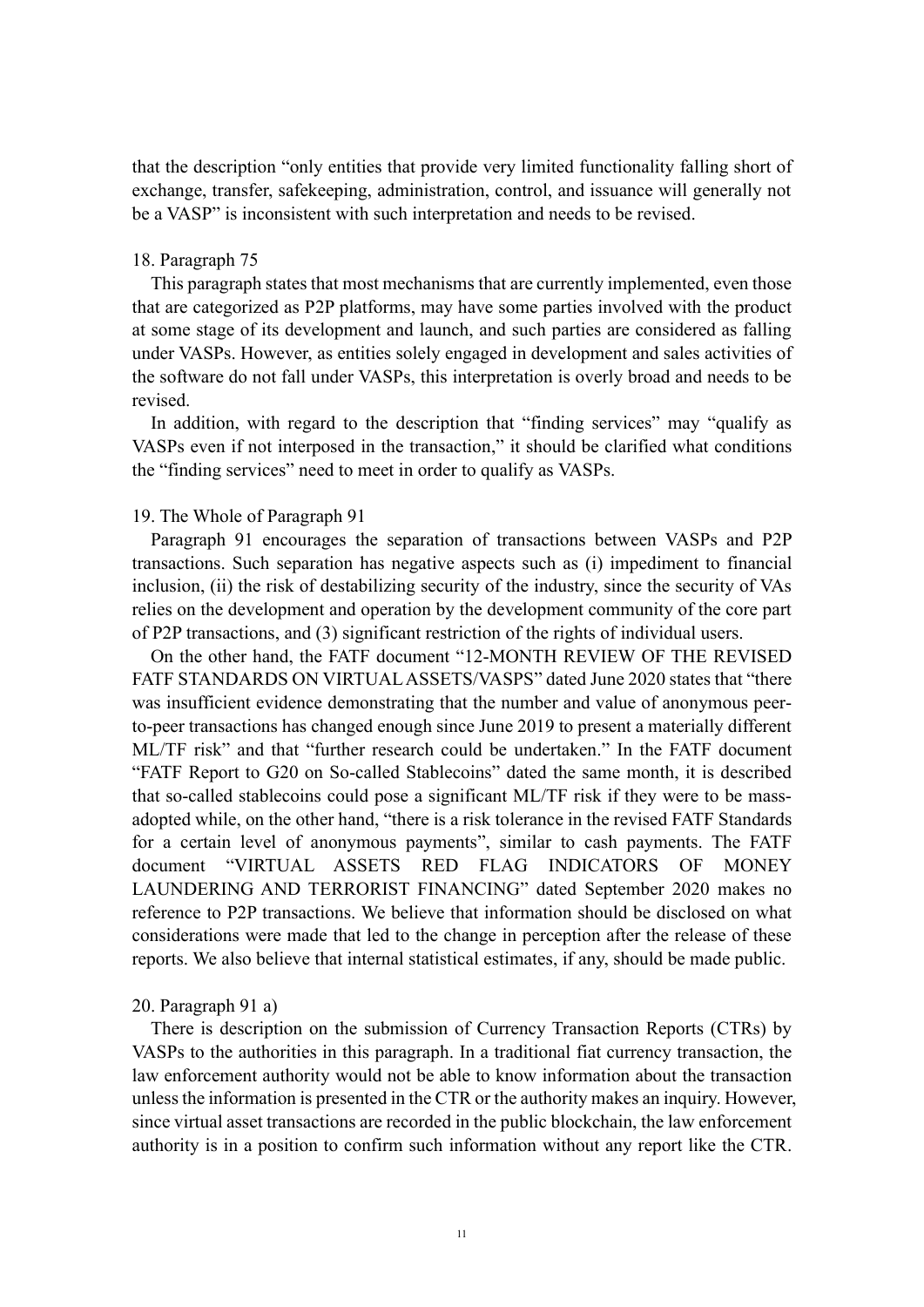that the description "only entities that provide very limited functionality falling short of exchange, transfer, safekeeping, administration, control, and issuance will generally not be a VASP" is inconsistent with such interpretation and needs to be revised.

18. Paragraph 75

This paragraph states that most mechanisms that are currently implemented, even those that are categorized as P2P platforms, may have some parties involved with the product at some stage of its development and launch, and such parties are considered as falling under VASPs. However, as entities solely engaged in development and sales activities of the software do not fall under VASPs, this interpretation is overly broad and needs to be revised.

In addition, with regard to the description that "finding services" may "qualify as VASPs even if not interposed in the transaction," it should be clarified what conditions the "finding services" need to meet in order to qualify as VASPs.

19. The Whole of Paragraph 91

Paragraph 91 encourages the separation of transactions between VASPs and P2P transactions. Such separation has negative aspects such as (i) impediment to financial inclusion, (ii) the risk of destabilizing security of the industry, since the security of VAs relies on the development and operation by the development community of the core part of P2P transactions, and (3) significant restriction of the rights of individual users.

On the other hand, the FATF document "12-MONTH REVIEW OF THE REVISED FATF STANDARDS ON VIRTUAL ASSETS/VASPS" dated June 2020 states that "there was insufficient evidence demonstrating that the number and value of anonymous peer-to-peer transactions has changed enough since June 2019 to present a materially different ML/TF risk" and that "further research could be undertaken." In the FATF document "FATF Report to G20 on So-called Stablecoins" dated the same month, it is described that so-called stablecoins could pose a significant ML/TF risk if they were to be mass-adopted while, on the other hand, "there is a risk tolerance in the revised FATF Standards for a certain level of anonymous payments", similar to cash payments. The FATF document "VIRTUAL ASSETS RED FLAG INDICATORS OF MONEY LAUNDERING AND TERRORIST FINANCING" dated September 2020 makes no reference to P2P transactions. We believe that information should be disclosed on what considerations were made that led to the change in perception after the release of these reports. We also believe that internal statistical estimates, if any, should be made public.

20. Paragraph 91 a)

There is description on the submission of Currency Transaction Reports (CTRs) by VASPs to the authorities in this paragraph. In a traditional fiat currency transaction, the law enforcement authority would not be able to know information about the transaction unless the information is presented in the CTR or the authority makes an inquiry. However, since virtual asset transactions are recorded in the public blockchain, the law enforcement authority is in a position to confirm such information without any report like the CTR.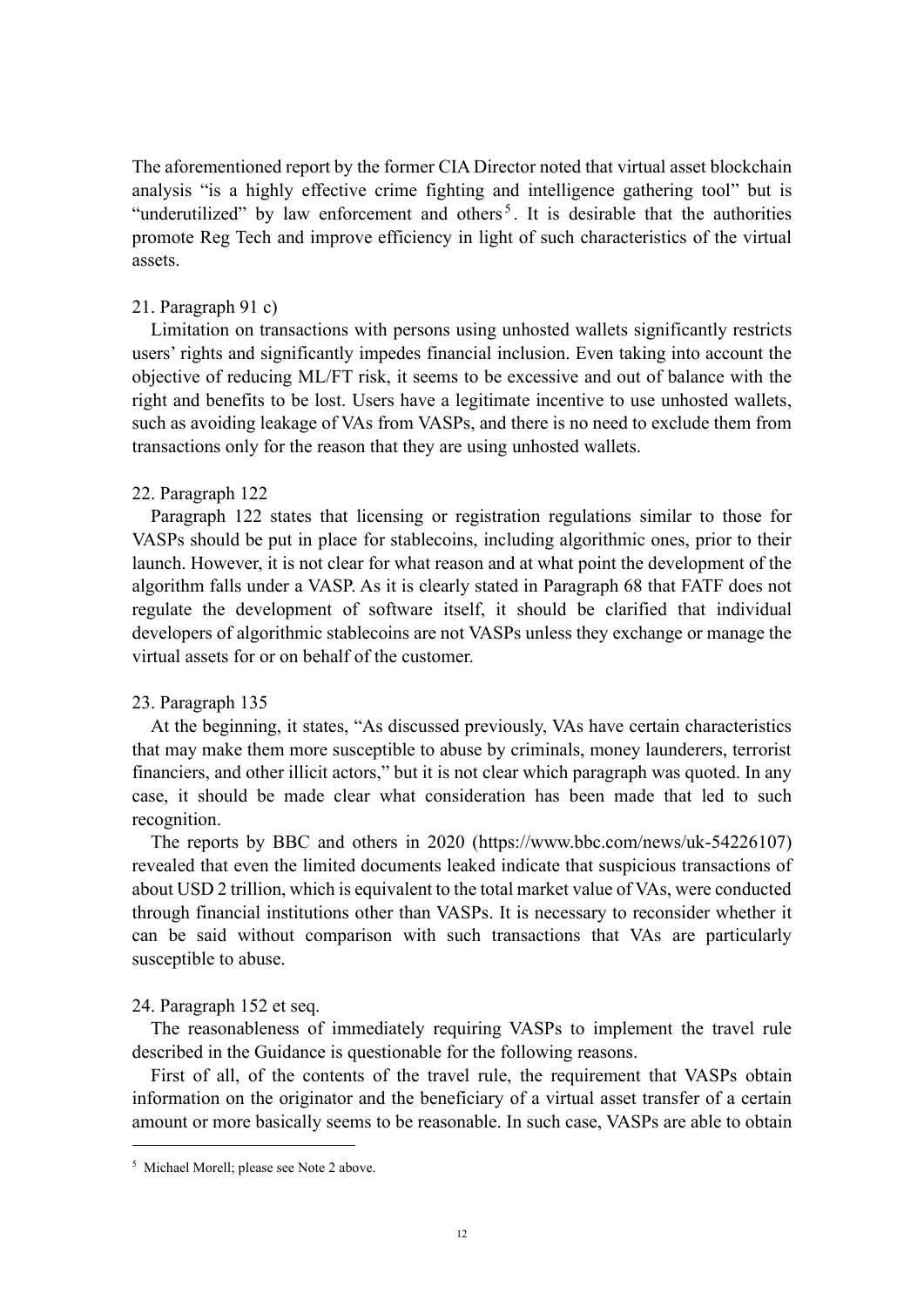The aforementioned report by the former CIA Director noted that virtual asset blockchain analysis "is a highly effective crime fighting and intelligence gathering tool" but is "underutilized" by law enforcement and others[5]. It is desirable that the authorities promote Reg Tech and improve efficiency in light of such characteristics of the virtual assets.

21. Paragraph 91 c)

Limitation on transactions with persons using unhosted wallets significantly restricts users' rights and significantly impedes financial inclusion. Even taking into account the objective of reducing ML/FT risk, it seems to be excessive and out of balance with the right and benefits to be lost. Users have a legitimate incentive to use unhosted wallets, such as avoiding leakage of VAs from VASPs, and there is no need to exclude them from transactions only for the reason that they are using unhosted wallets.

22. Paragraph 122

Paragraph 122 states that licensing or registration regulations similar to those for VASPs should be put in place for stablecoins, including algorithmic ones, prior to their launch. However, it is not clear for what reason and at what point the development of the algorithm falls under a VASP. As it is clearly stated in Paragraph 68 that FATF does not regulate the development of software itself, it should be clarified that individual developers of algorithmic stablecoins are not VASPs unless they exchange or manage the virtual assets for or on behalf of the customer.

23. Paragraph 135

At the beginning, it states, "As discussed previously, VAs have certain characteristics that may make them more susceptible to abuse by criminals, money launderers, terrorist financiers, and other illicit actors," but it is not clear which paragraph was quoted. In any case, it should be made clear what consideration has been made that led to such recognition.

The reports by BBC and others in 2020 (https://www.bbc.com/news/uk-54226107) revealed that even the limited documents leaked indicate that suspicious transactions of about USD 2 trillion, which is equivalent to the total market value of VAs, were conducted through financial institutions other than VASPs. It is necessary to reconsider whether it can be said without comparison with such transactions that VAs are particularly susceptible to abuse.

24. Paragraph 152 et seq.

The reasonableness of immediately requiring VASPs to implement the travel rule described in the Guidance is questionable for the following reasons.

First of all, of the contents of the travel rule, the requirement that VASPs obtain information on the originator and the beneficiary of a virtual asset transfer of a certain amount or more basically seems to be reasonable. In such case, VASPs are able to obtain

---

[5] Michael Morell; please see Note 2 above.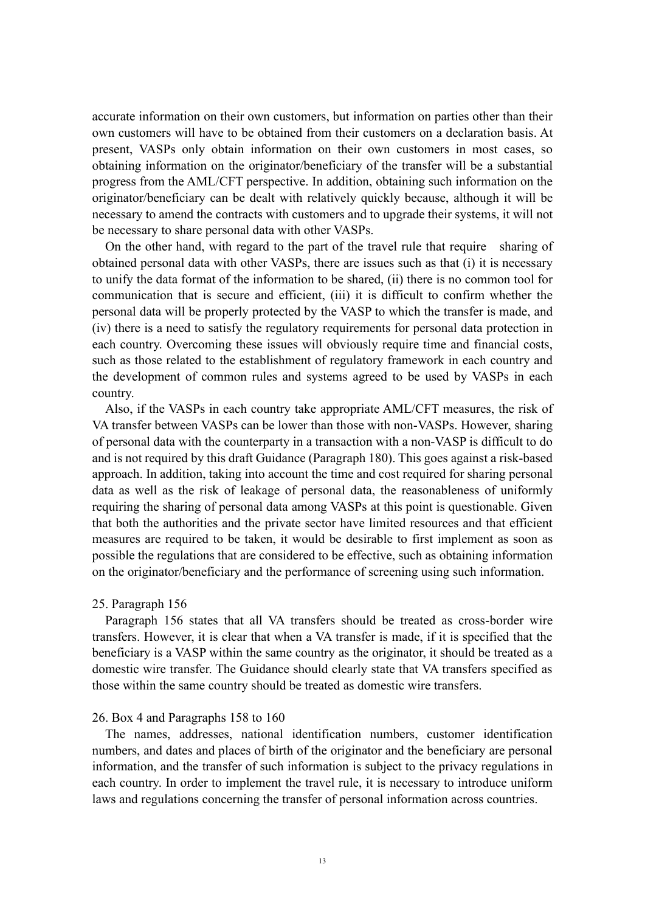accurate information on their own customers, but information on parties other than their own customers will have to be obtained from their customers on a declaration basis. At present, VASPs only obtain information on their own customers in most cases, so obtaining information on the originator/beneficiary of the transfer will be a substantial progress from the AML/CFT perspective. In addition, obtaining such information on the originator/beneficiary can be dealt with relatively quickly because, although it will be necessary to amend the contracts with customers and to upgrade their systems, it will not be necessary to share personal data with other VASPs.

On the other hand, with regard to the part of the travel rule that require sharing of obtained personal data with other VASPs, there are issues such as that (i) it is necessary to unify the data format of the information to be shared, (ii) there is no common tool for communication that is secure and efficient, (iii) it is difficult to confirm whether the personal data will be properly protected by the VASP to which the transfer is made, and (iv) there is a need to satisfy the regulatory requirements for personal data protection in each country. Overcoming these issues will obviously require time and financial costs, such as those related to the establishment of regulatory framework in each country and the development of common rules and systems agreed to be used by VASPs in each country.

Also, if the VASPs in each country take appropriate AML/CFT measures, the risk of VA transfer between VASPs can be lower than those with non-VASPs. However, sharing of personal data with the counterparty in a transaction with a non-VASP is difficult to do and is not required by this draft Guidance (Paragraph 180). This goes against a risk-based approach. In addition, taking into account the time and cost required for sharing personal data as well as the risk of leakage of personal data, the reasonableness of uniformly requiring the sharing of personal data among VASPs at this point is questionable. Given that both the authorities and the private sector have limited resources and that efficient measures are required to be taken, it would be desirable to first implement as soon as possible the regulations that are considered to be effective, such as obtaining information on the originator/beneficiary and the performance of screening using such information.

25. Paragraph 156

Paragraph 156 states that all VA transfers should be treated as cross-border wire transfers. However, it is clear that when a VA transfer is made, if it is specified that the beneficiary is a VASP within the same country as the originator, it should be treated as a domestic wire transfer. The Guidance should clearly state that VA transfers specified as those within the same country should be treated as domestic wire transfers.

26. Box 4 and Paragraphs 158 to 160

The names, addresses, national identification numbers, customer identification numbers, and dates and places of birth of the originator and the beneficiary are personal information, and the transfer of such information is subject to the privacy regulations in each country. In order to implement the travel rule, it is necessary to introduce uniform laws and regulations concerning the transfer of personal information across countries.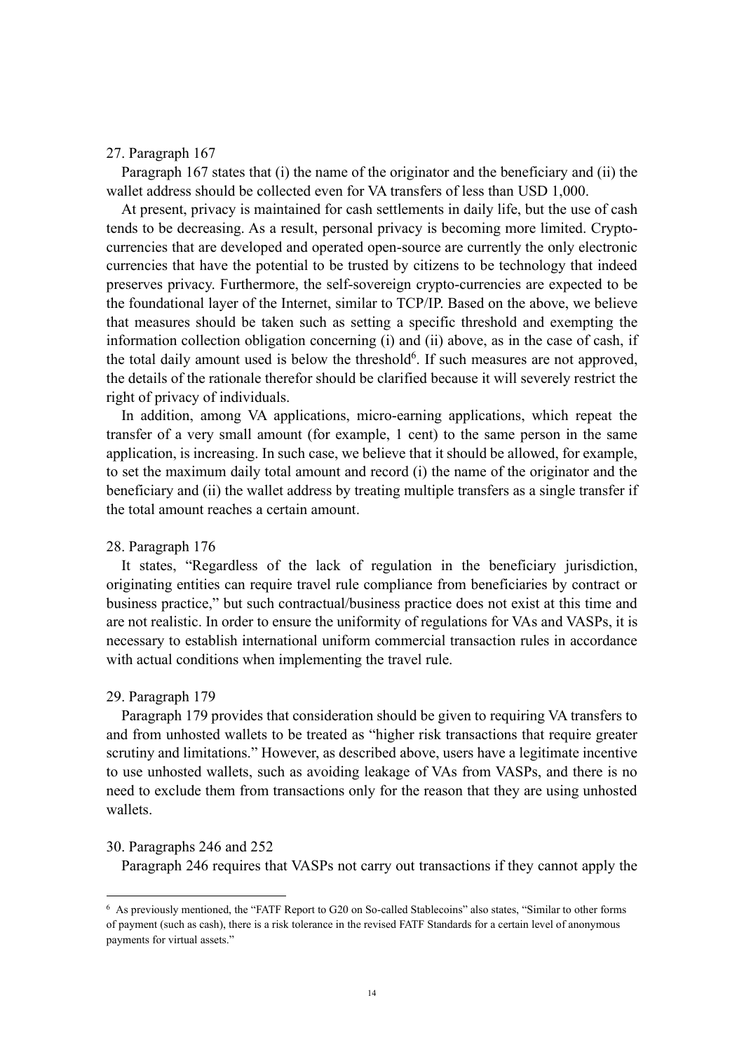27. Paragraph 167

Paragraph 167 states that (i) the name of the originator and the beneficiary and (ii) the wallet address should be collected even for VA transfers of less than USD 1,000.

At present, privacy is maintained for cash settlements in daily life, but the use of cash tends to be decreasing. As a result, personal privacy is becoming more limited. Crypto-currencies that are developed and operated open-source are currently the only electronic currencies that have the potential to be trusted by citizens to be technology that indeed preserves privacy. Furthermore, the self-sovereign crypto-currencies are expected to be the foundational layer of the Internet, similar to TCP/IP. Based on the above, we believe that measures should be taken such as setting a specific threshold and exempting the information collection obligation concerning (i) and (ii) above, as in the case of cash, if the total daily amount used is below the threshold[6]. If such measures are not approved, the details of the rationale therefor should be clarified because it will severely restrict the right of privacy of individuals.

In addition, among VA applications, micro-earning applications, which repeat the transfer of a very small amount (for example, 1 cent) to the same person in the same application, is increasing. In such case, we believe that it should be allowed, for example, to set the maximum daily total amount and record (i) the name of the originator and the beneficiary and (ii) the wallet address by treating multiple transfers as a single transfer if the total amount reaches a certain amount.

28. Paragraph 176

It states, "Regardless of the lack of regulation in the beneficiary jurisdiction, originating entities can require travel rule compliance from beneficiaries by contract or business practice," but such contractual/business practice does not exist at this time and are not realistic. In order to ensure the uniformity of regulations for VAs and VASPs, it is necessary to establish international uniform commercial transaction rules in accordance with actual conditions when implementing the travel rule.

29. Paragraph 179

Paragraph 179 provides that consideration should be given to requiring VA transfers to and from unhosted wallets to be treated as "higher risk transactions that require greater scrutiny and limitations." However, as described above, users have a legitimate incentive to use unhosted wallets, such as avoiding leakage of VAs from VASPs, and there is no need to exclude them from transactions only for the reason that they are using unhosted wallets.

30. Paragraphs 246 and 252

Paragraph 246 requires that VASPs not carry out transactions if they cannot apply the

---

[6] As previously mentioned, the "FATF Report to G20 on So-called Stablecoins" also states, "Similar to other forms of payment (such as cash), there is a risk tolerance in the revised FATF Standards for a certain level of anonymous payments for virtual assets."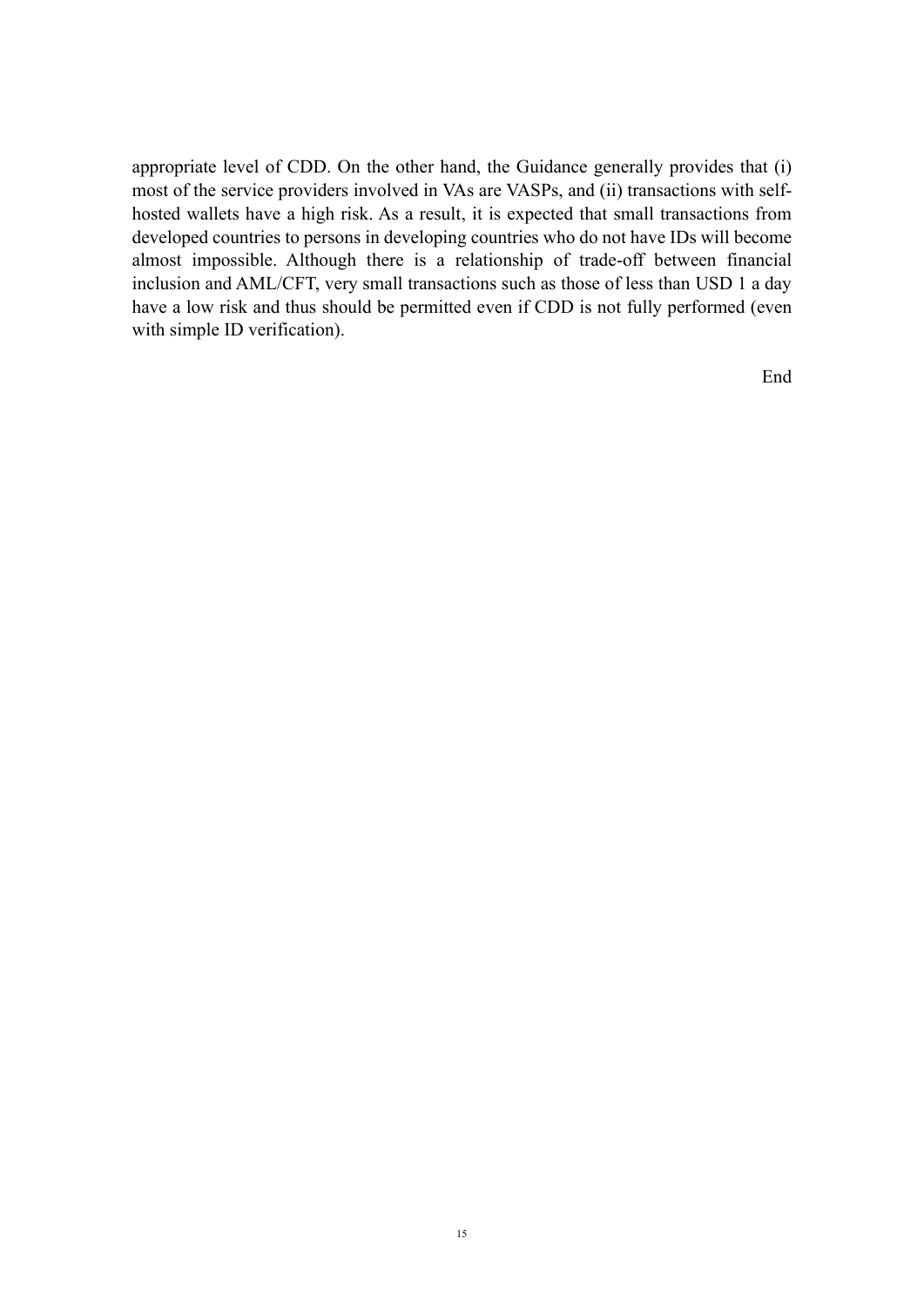appropriate level of CDD. On the other hand, the Guidance generally provides that (i) most of the service providers involved in VAs are VASPs, and (ii) transactions with self-hosted wallets have a high risk. As a result, it is expected that small transactions from developed countries to persons in developing countries who do not have IDs will become almost impossible. Although there is a relationship of trade-off between financial inclusion and AML/CFT, very small transactions such as those of less than USD 1 a day have a low risk and thus should be permitted even if CDD is not fully performed (even with simple ID verification).

End